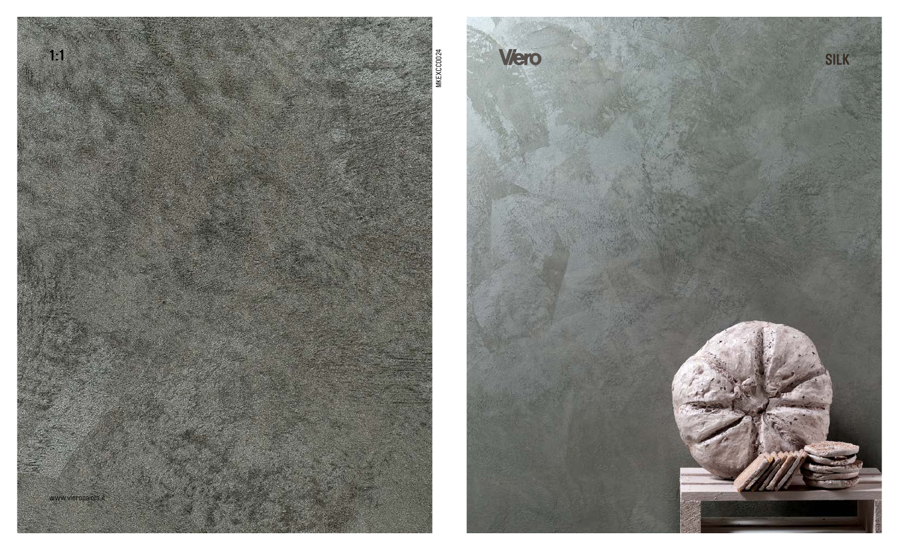1:1

MKEXC0024

www.vieropaints.it

Viero

SILK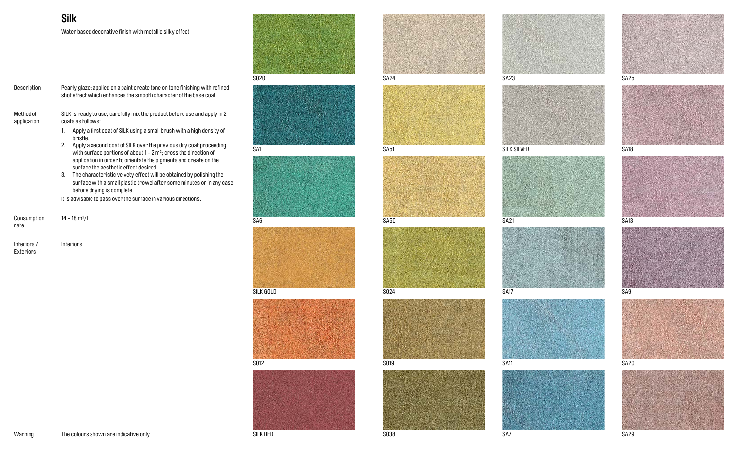# Silk

Water based decorative finish with metallic silky effect

**Description**

Pearly glaze: applied on a paint create tone on tone finishing with refined shot effect which enhances the smooth character of the base coat.

**Method of application**

SILK is ready to use, carefully mix the product before use and apply in 2 coats as follows:

1. Apply a first coat of SILK using a small brush with a high density of bristle.
2. Apply a second coat of SILK over the previous dry coat proceeding with surface portions of about 1 – 2 m²; cross the direction of application in order to orientate the pigments and create on the surface the aesthetic effect desired.
3. The characteristic velvety effect will be obtained by polishing the surface with a small plastic trowel after some minutes or in any case before drying is complete.

It is advisable to pass over the surface in various directions.

**Consumption rate**

14 – 18 m²/l

**Interiors / Exteriors**

Interiors

**Warning**

The colours shown are indicative only

SO20
SA1
SA6
SILK GOLD
SO12
SILK RED

SA24
SA51
SA50
SO24
SO19
SO38

SA23
SILK SILVER
SA21
SA17
SA11
SA7

SA25
SA18
SA13
SA9
SA20
SA29